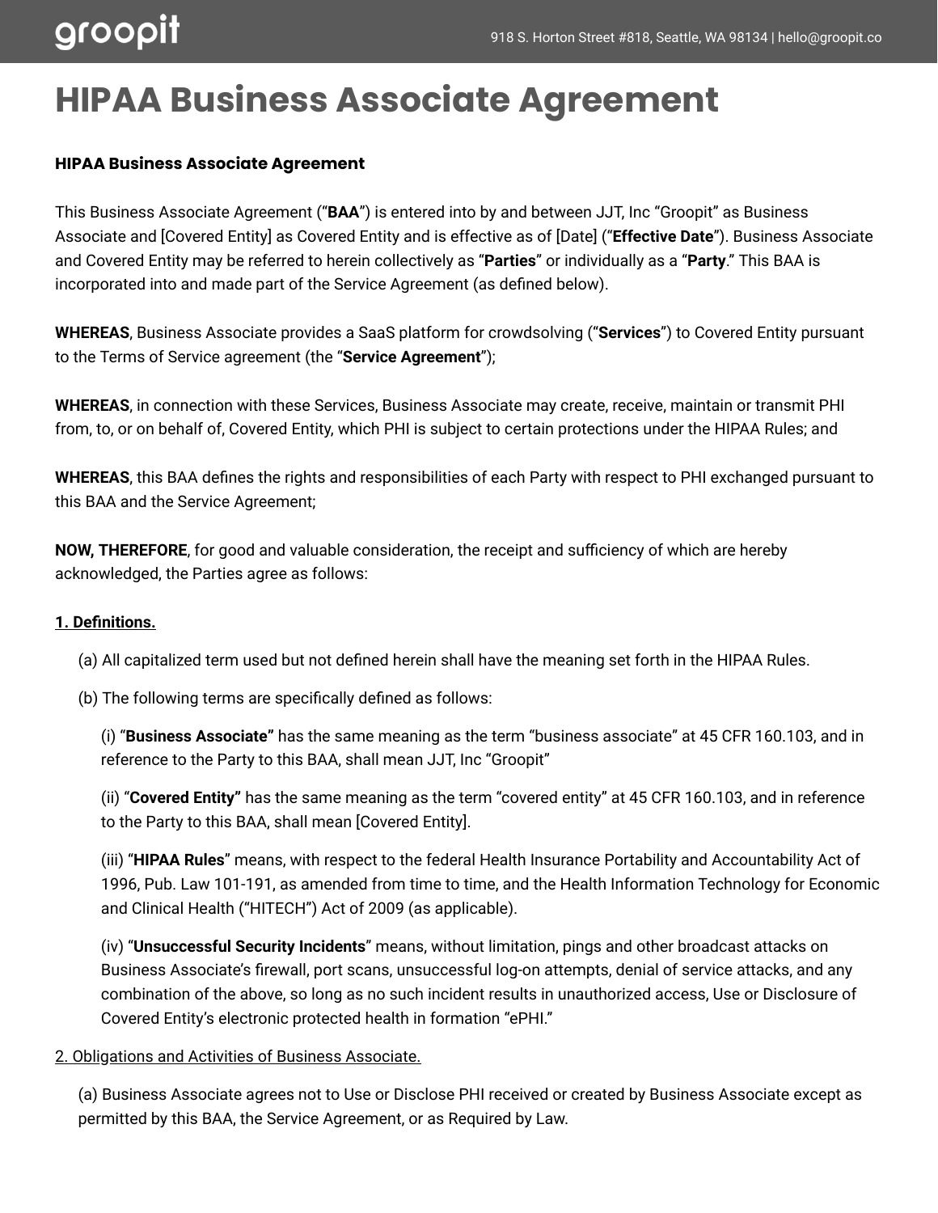# HIPAA Business Associate Agreement

**HIPAA Business Associate Agreement**

This Business Associate Agreement ("**BAA**") is entered into by and between JJT, Inc "Groopit" as Business Associate and [Covered Entity] as Covered Entity and is effective as of [Date] ("**Effective Date**"). Business Associate and Covered Entity may be referred to herein collectively as "**Parties**" or individually as a "**Party**." This BAA is incorporated into and made part of the Service Agreement (as defined below).

**WHEREAS**, Business Associate provides a SaaS platform for crowdsolving ("**Services**") to Covered Entity pursuant to the Terms of Service agreement (the "**Service Agreement**");

**WHEREAS**, in connection with these Services, Business Associate may create, receive, maintain or transmit PHI from, to, or on behalf of, Covered Entity, which PHI is subject to certain protections under the HIPAA Rules; and

**WHEREAS**, this BAA defines the rights and responsibilities of each Party with respect to PHI exchanged pursuant to this BAA and the Service Agreement;

**NOW, THEREFORE**, for good and valuable consideration, the receipt and sufficiency of which are hereby acknowledged, the Parties agree as follows:

**1. Definitions.**

(a) All capitalized term used but not defined herein shall have the meaning set forth in the HIPAA Rules.

(b) The following terms are specifically defined as follows:

(i) "**Business Associate"** has the same meaning as the term "business associate" at 45 CFR 160.103, and in reference to the Party to this BAA, shall mean JJT, Inc "Groopit"

(ii) "**Covered Entity"** has the same meaning as the term "covered entity" at 45 CFR 160.103, and in reference to the Party to this BAA, shall mean [Covered Entity].

(iii) "**HIPAA Rules**" means, with respect to the federal Health Insurance Portability and Accountability Act of 1996, Pub. Law 101-191, as amended from time to time, and the Health Information Technology for Economic and Clinical Health ("HITECH") Act of 2009 (as applicable).

(iv) "**Unsuccessful Security Incidents**" means, without limitation, pings and other broadcast attacks on Business Associate's firewall, port scans, unsuccessful log-on attempts, denial of service attacks, and any combination of the above, so long as no such incident results in unauthorized access, Use or Disclosure of Covered Entity's electronic protected health in formation "ePHI."

2. Obligations and Activities of Business Associate.

(a) Business Associate agrees not to Use or Disclose PHI received or created by Business Associate except as permitted by this BAA, the Service Agreement, or as Required by Law.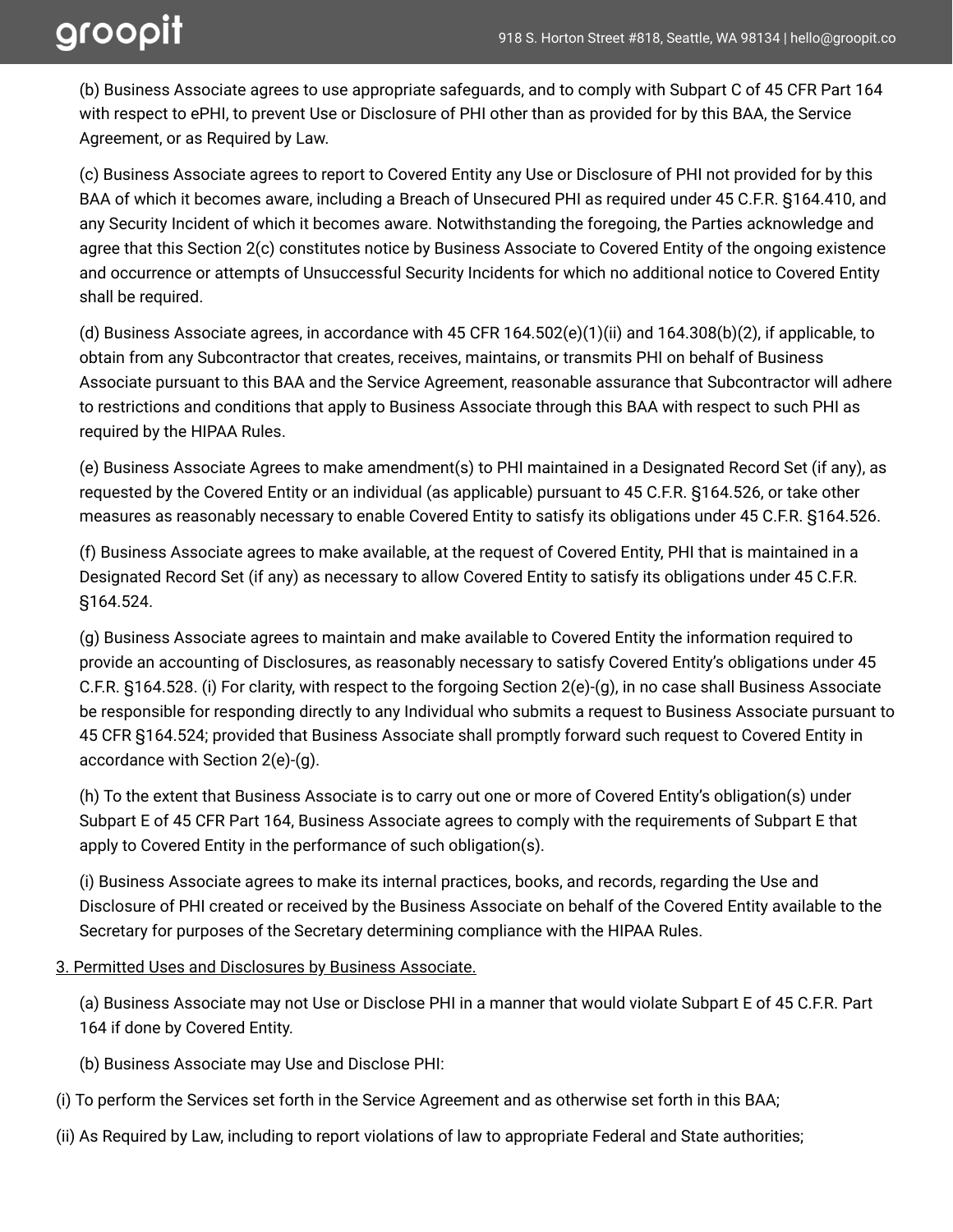(b) Business Associate agrees to use appropriate safeguards, and to comply with Subpart C of 45 CFR Part 164 with respect to ePHI, to prevent Use or Disclosure of PHI other than as provided for by this BAA, the Service Agreement, or as Required by Law.

(c) Business Associate agrees to report to Covered Entity any Use or Disclosure of PHI not provided for by this BAA of which it becomes aware, including a Breach of Unsecured PHI as required under 45 C.F.R. §164.410, and any Security Incident of which it becomes aware. Notwithstanding the foregoing, the Parties acknowledge and agree that this Section 2(c) constitutes notice by Business Associate to Covered Entity of the ongoing existence and occurrence or attempts of Unsuccessful Security Incidents for which no additional notice to Covered Entity shall be required.

(d) Business Associate agrees, in accordance with 45 CFR 164.502(e)(1)(ii) and 164.308(b)(2), if applicable, to obtain from any Subcontractor that creates, receives, maintains, or transmits PHI on behalf of Business Associate pursuant to this BAA and the Service Agreement, reasonable assurance that Subcontractor will adhere to restrictions and conditions that apply to Business Associate through this BAA with respect to such PHI as required by the HIPAA Rules.

(e) Business Associate Agrees to make amendment(s) to PHI maintained in a Designated Record Set (if any), as requested by the Covered Entity or an individual (as applicable) pursuant to 45 C.F.R. §164.526, or take other measures as reasonably necessary to enable Covered Entity to satisfy its obligations under 45 C.F.R. §164.526.

(f) Business Associate agrees to make available, at the request of Covered Entity, PHI that is maintained in a Designated Record Set (if any) as necessary to allow Covered Entity to satisfy its obligations under 45 C.F.R. §164.524.

(g) Business Associate agrees to maintain and make available to Covered Entity the information required to provide an accounting of Disclosures, as reasonably necessary to satisfy Covered Entity's obligations under 45 C.F.R. §164.528. (i) For clarity, with respect to the forgoing Section 2(e)-(g), in no case shall Business Associate be responsible for responding directly to any Individual who submits a request to Business Associate pursuant to 45 CFR §164.524; provided that Business Associate shall promptly forward such request to Covered Entity in accordance with Section 2(e)-(g).

(h) To the extent that Business Associate is to carry out one or more of Covered Entity's obligation(s) under Subpart E of 45 CFR Part 164, Business Associate agrees to comply with the requirements of Subpart E that apply to Covered Entity in the performance of such obligation(s).

(i) Business Associate agrees to make its internal practices, books, and records, regarding the Use and Disclosure of PHI created or received by the Business Associate on behalf of the Covered Entity available to the Secretary for purposes of the Secretary determining compliance with the HIPAA Rules.

<u>3. Permitted Uses and Disclosures by Business Associate.</u>

(a) Business Associate may not Use or Disclose PHI in a manner that would violate Subpart E of 45 C.F.R. Part 164 if done by Covered Entity.

(b) Business Associate may Use and Disclose PHI:

(i) To perform the Services set forth in the Service Agreement and as otherwise set forth in this BAA;

(ii) As Required by Law, including to report violations of law to appropriate Federal and State authorities;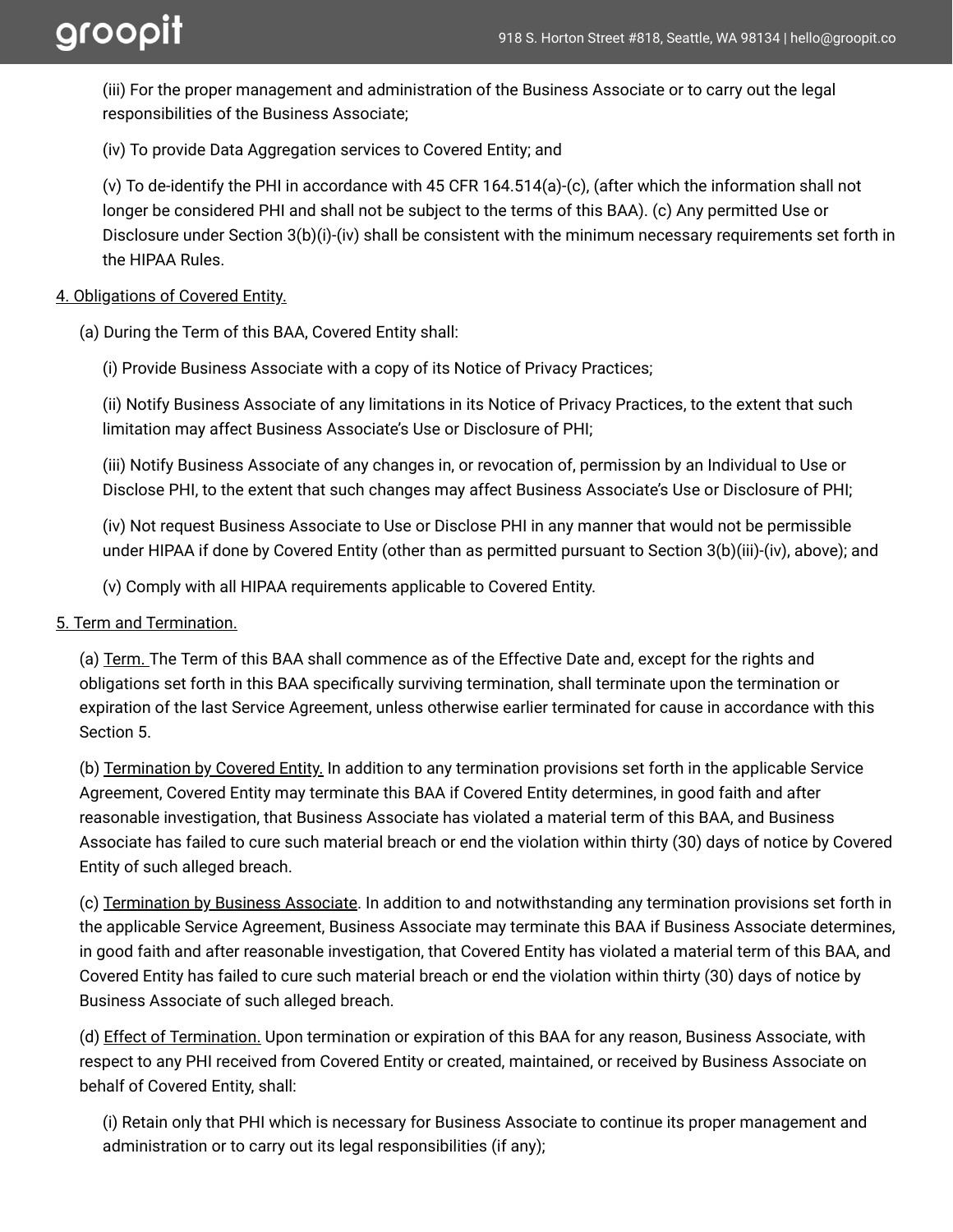(iii) For the proper management and administration of the Business Associate or to carry out the legal responsibilities of the Business Associate;

(iv) To provide Data Aggregation services to Covered Entity; and

(v) To de-identify the PHI in accordance with 45 CFR 164.514(a)-(c), (after which the information shall not longer be considered PHI and shall not be subject to the terms of this BAA). (c) Any permitted Use or Disclosure under Section 3(b)(i)-(iv) shall be consistent with the minimum necessary requirements set forth in the HIPAA Rules.

4. Obligations of Covered Entity.

(a) During the Term of this BAA, Covered Entity shall:

(i) Provide Business Associate with a copy of its Notice of Privacy Practices;

(ii) Notify Business Associate of any limitations in its Notice of Privacy Practices, to the extent that such limitation may affect Business Associate's Use or Disclosure of PHI;

(iii) Notify Business Associate of any changes in, or revocation of, permission by an Individual to Use or Disclose PHI, to the extent that such changes may affect Business Associate's Use or Disclosure of PHI;

(iv) Not request Business Associate to Use or Disclose PHI in any manner that would not be permissible under HIPAA if done by Covered Entity (other than as permitted pursuant to Section 3(b)(iii)-(iv), above); and

(v) Comply with all HIPAA requirements applicable to Covered Entity.

5. Term and Termination.

(a) Term. The Term of this BAA shall commence as of the Effective Date and, except for the rights and obligations set forth in this BAA specifically surviving termination, shall terminate upon the termination or expiration of the last Service Agreement, unless otherwise earlier terminated for cause in accordance with this Section 5.

(b) Termination by Covered Entity. In addition to any termination provisions set forth in the applicable Service Agreement, Covered Entity may terminate this BAA if Covered Entity determines, in good faith and after reasonable investigation, that Business Associate has violated a material term of this BAA, and Business Associate has failed to cure such material breach or end the violation within thirty (30) days of notice by Covered Entity of such alleged breach.

(c) Termination by Business Associate. In addition to and notwithstanding any termination provisions set forth in the applicable Service Agreement, Business Associate may terminate this BAA if Business Associate determines, in good faith and after reasonable investigation, that Covered Entity has violated a material term of this BAA, and Covered Entity has failed to cure such material breach or end the violation within thirty (30) days of notice by Business Associate of such alleged breach.

(d) Effect of Termination. Upon termination or expiration of this BAA for any reason, Business Associate, with respect to any PHI received from Covered Entity or created, maintained, or received by Business Associate on behalf of Covered Entity, shall:

(i) Retain only that PHI which is necessary for Business Associate to continue its proper management and administration or to carry out its legal responsibilities (if any);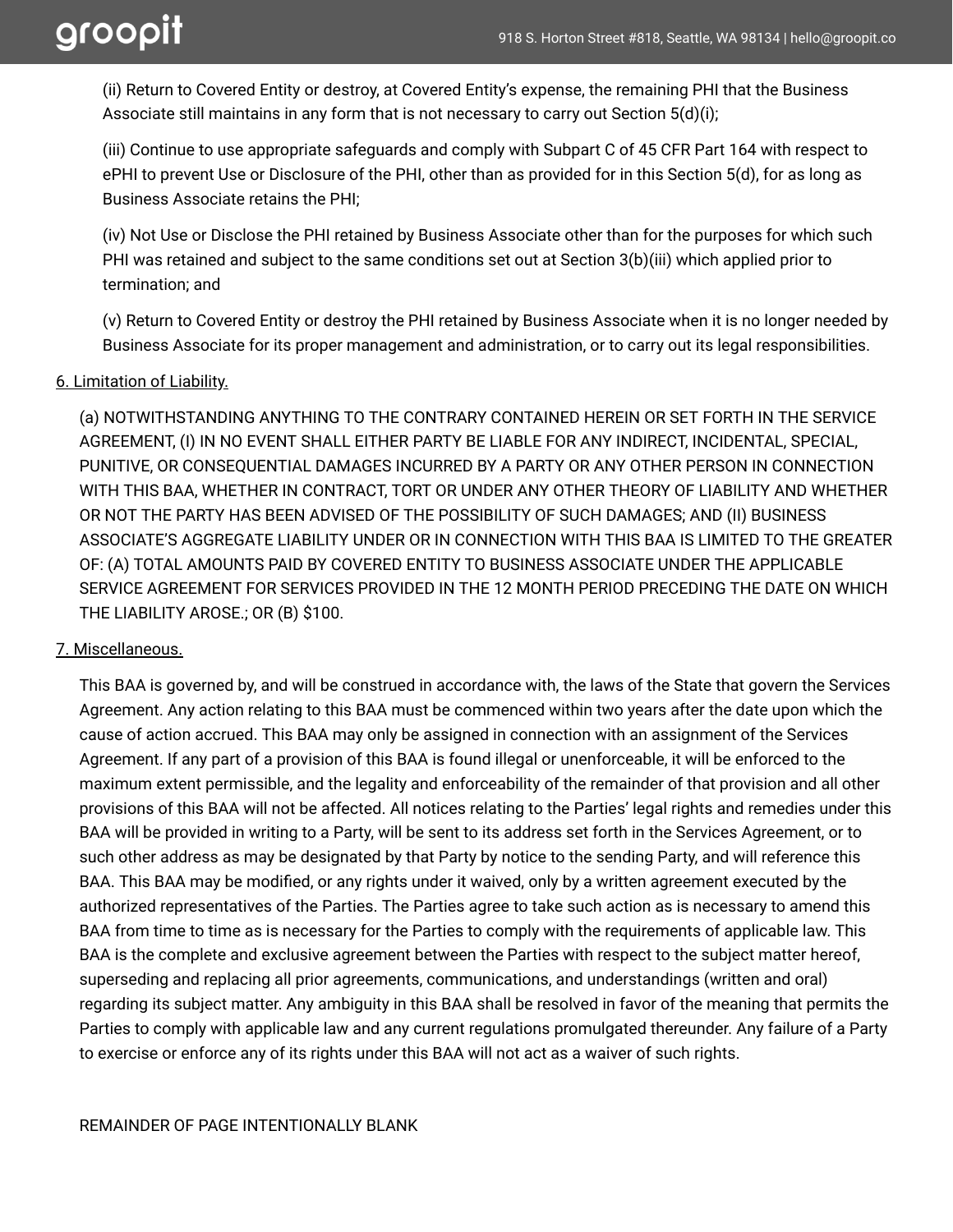(ii) Return to Covered Entity or destroy, at Covered Entity's expense, the remaining PHI that the Business Associate still maintains in any form that is not necessary to carry out Section 5(d)(i);

(iii) Continue to use appropriate safeguards and comply with Subpart C of 45 CFR Part 164 with respect to ePHI to prevent Use or Disclosure of the PHI, other than as provided for in this Section 5(d), for as long as Business Associate retains the PHI;

(iv) Not Use or Disclose the PHI retained by Business Associate other than for the purposes for which such PHI was retained and subject to the same conditions set out at Section 3(b)(iii) which applied prior to termination; and

(v) Return to Covered Entity or destroy the PHI retained by Business Associate when it is no longer needed by Business Associate for its proper management and administration, or to carry out its legal responsibilities.

6. Limitation of Liability.

(a) NOTWITHSTANDING ANYTHING TO THE CONTRARY CONTAINED HEREIN OR SET FORTH IN THE SERVICE AGREEMENT, (I) IN NO EVENT SHALL EITHER PARTY BE LIABLE FOR ANY INDIRECT, INCIDENTAL, SPECIAL, PUNITIVE, OR CONSEQUENTIAL DAMAGES INCURRED BY A PARTY OR ANY OTHER PERSON IN CONNECTION WITH THIS BAA, WHETHER IN CONTRACT, TORT OR UNDER ANY OTHER THEORY OF LIABILITY AND WHETHER OR NOT THE PARTY HAS BEEN ADVISED OF THE POSSIBILITY OF SUCH DAMAGES; AND (II) BUSINESS ASSOCIATE'S AGGREGATE LIABILITY UNDER OR IN CONNECTION WITH THIS BAA IS LIMITED TO THE GREATER OF: (A) TOTAL AMOUNTS PAID BY COVERED ENTITY TO BUSINESS ASSOCIATE UNDER THE APPLICABLE SERVICE AGREEMENT FOR SERVICES PROVIDED IN THE 12 MONTH PERIOD PRECEDING THE DATE ON WHICH THE LIABILITY AROSE.; OR (B) $100.

7. Miscellaneous.

This BAA is governed by, and will be construed in accordance with, the laws of the State that govern the Services Agreement. Any action relating to this BAA must be commenced within two years after the date upon which the cause of action accrued. This BAA may only be assigned in connection with an assignment of the Services Agreement. If any part of a provision of this BAA is found illegal or unenforceable, it will be enforced to the maximum extent permissible, and the legality and enforceability of the remainder of that provision and all other provisions of this BAA will not be affected. All notices relating to the Parties' legal rights and remedies under this BAA will be provided in writing to a Party, will be sent to its address set forth in the Services Agreement, or to such other address as may be designated by that Party by notice to the sending Party, and will reference this BAA. This BAA may be modified, or any rights under it waived, only by a written agreement executed by the authorized representatives of the Parties. The Parties agree to take such action as is necessary to amend this BAA from time to time as is necessary for the Parties to comply with the requirements of applicable law. This BAA is the complete and exclusive agreement between the Parties with respect to the subject matter hereof, superseding and replacing all prior agreements, communications, and understandings (written and oral) regarding its subject matter. Any ambiguity in this BAA shall be resolved in favor of the meaning that permits the Parties to comply with applicable law and any current regulations promulgated thereunder. Any failure of a Party to exercise or enforce any of its rights under this BAA will not act as a waiver of such rights.

REMAINDER OF PAGE INTENTIONALLY BLANK